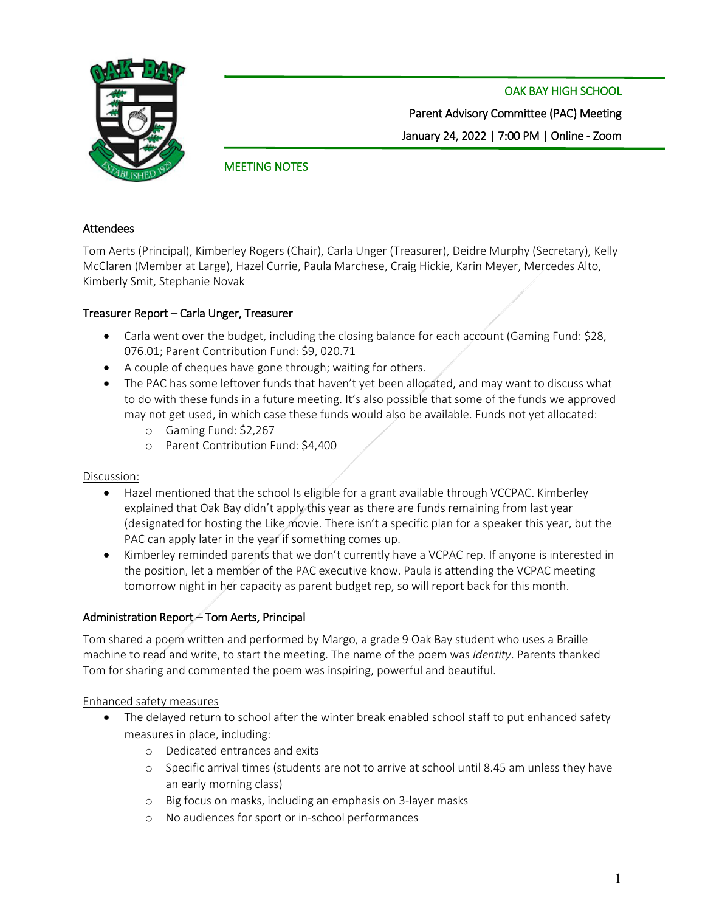OAK BAY HIGH SCHOOL

Parent Advisory Committee (PAC) Meeting

January 24, 2022 | 7:00 PM | Online - Zoom

MEETING NOTES

## Attendees

Tom Aerts (Principal), Kimberley Rogers (Chair), Carla Unger (Treasurer), Deidre Murphy (Secretary), Kelly McClaren (Member at Large), Hazel Currie, Paula Marchese, Craig Hickie, Karin Meyer, Mercedes Alto, Kimberly Smit, Stephanie Novak

## Treasurer Report – Carla Unger, Treasurer

- Carla went over the budget, including the closing balance for each account (Gaming Fund: $28, 076.01; Parent Contribution Fund: $9, 020.71
- A couple of cheques have gone through; waiting for others.
- The PAC has some leftover funds that haven't yet been allocated, and may want to discuss what to do with these funds in a future meeting. It's also possible that some of the funds we approved may not get used, in which case these funds would also be available. Funds not yet allocated:
  - Gaming Fund: $2,267
  - Parent Contribution Fund: $4,400

Discussion:

- Hazel mentioned that the school Is eligible for a grant available through VCCPAC. Kimberley explained that Oak Bay didn't apply this year as there are funds remaining from last year (designated for hosting the Like movie. There isn't a specific plan for a speaker this year, but the PAC can apply later in the year if something comes up.
- Kimberley reminded parents that we don't currently have a VCPAC rep. If anyone is interested in the position, let a member of the PAC executive know. Paula is attending the VCPAC meeting tomorrow night in her capacity as parent budget rep, so will report back for this month.

## Administration Report – Tom Aerts, Principal

Tom shared a poem written and performed by Margo, a grade 9 Oak Bay student who uses a Braille machine to read and write, to start the meeting. The name of the poem was *Identity*. Parents thanked Tom for sharing and commented the poem was inspiring, powerful and beautiful.

Enhanced safety measures

- The delayed return to school after the winter break enabled school staff to put enhanced safety measures in place, including:
  - Dedicated entrances and exits
  - Specific arrival times (students are not to arrive at school until 8.45 am unless they have an early morning class)
  - Big focus on masks, including an emphasis on 3-layer masks
  - No audiences for sport or in-school performances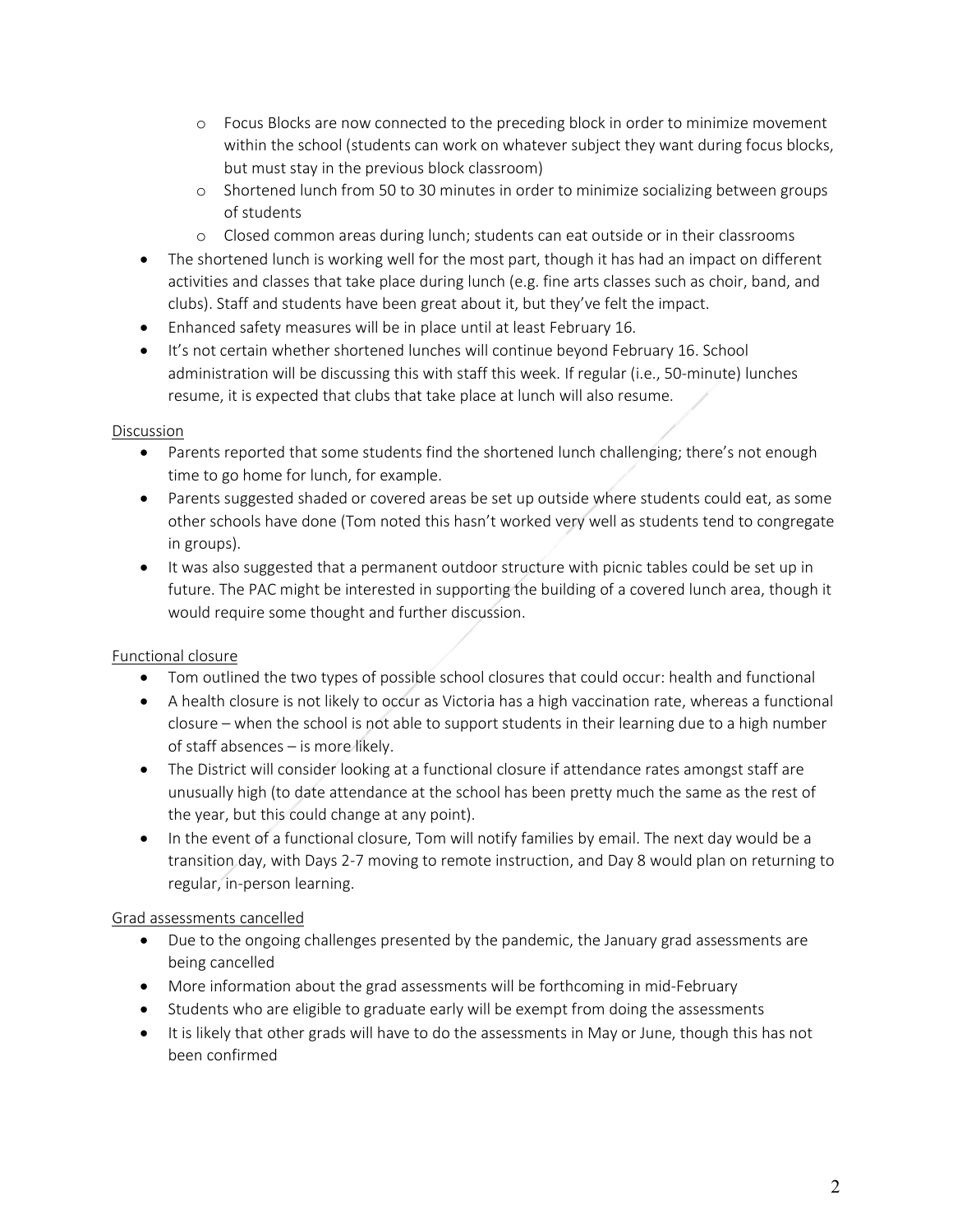- Focus Blocks are now connected to the preceding block in order to minimize movement within the school (students can work on whatever subject they want during focus blocks, but must stay in the previous block classroom)
   - Shortened lunch from 50 to 30 minutes in order to minimize socializing between groups of students
   - Closed common areas during lunch; students can eat outside or in their classrooms
- The shortened lunch is working well for the most part, though it has had an impact on different activities and classes that take place during lunch (e.g. fine arts classes such as choir, band, and clubs). Staff and students have been great about it, but they've felt the impact.
- Enhanced safety measures will be in place until at least February 16.
- It's not certain whether shortened lunches will continue beyond February 16. School administration will be discussing this with staff this week. If regular (i.e., 50-minute) lunches resume, it is expected that clubs that take place at lunch will also resume.

<u>Discussion</u>

- Parents reported that some students find the shortened lunch challenging; there's not enough time to go home for lunch, for example.
- Parents suggested shaded or covered areas be set up outside where students could eat, as some other schools have done (Tom noted this hasn't worked very well as students tend to congregate in groups).
- It was also suggested that a permanent outdoor structure with picnic tables could be set up in future. The PAC might be interested in supporting the building of a covered lunch area, though it would require some thought and further discussion.

<u>Functional closure</u>

- Tom outlined the two types of possible school closures that could occur: health and functional
- A health closure is not likely to occur as Victoria has a high vaccination rate, whereas a functional closure – when the school is not able to support students in their learning due to a high number of staff absences – is more likely.
- The District will consider looking at a functional closure if attendance rates amongst staff are unusually high (to date attendance at the school has been pretty much the same as the rest of the year, but this could change at any point).
- In the event of a functional closure, Tom will notify families by email. The next day would be a transition day, with Days 2-7 moving to remote instruction, and Day 8 would plan on returning to regular, in-person learning.

<u>Grad assessments cancelled</u>

- Due to the ongoing challenges presented by the pandemic, the January grad assessments are being cancelled
- More information about the grad assessments will be forthcoming in mid-February
- Students who are eligible to graduate early will be exempt from doing the assessments
- It is likely that other grads will have to do the assessments in May or June, though this has not been confirmed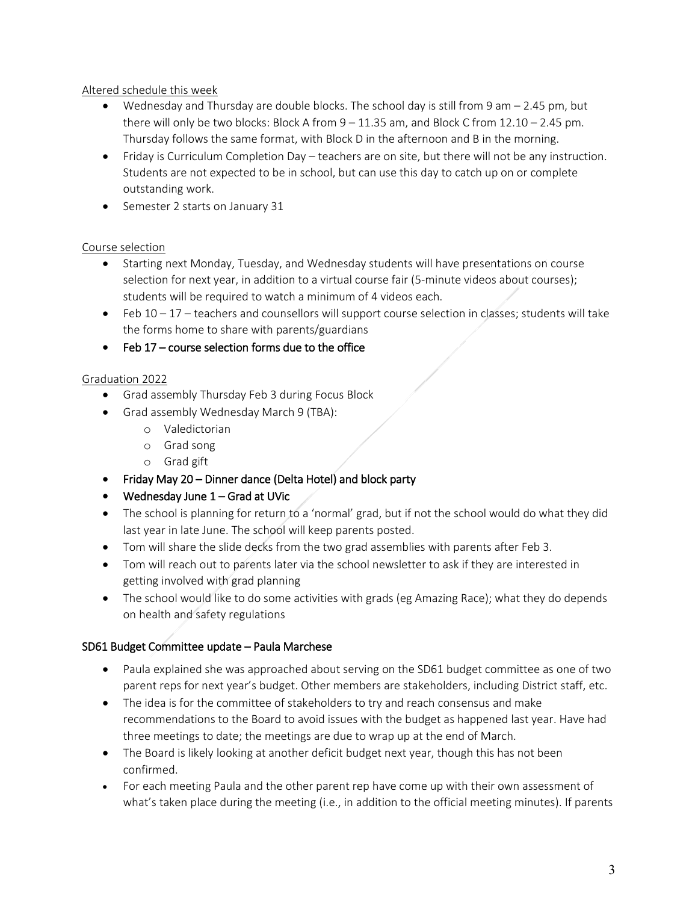Altered schedule this week

- Wednesday and Thursday are double blocks. The school day is still from 9 am – 2.45 pm, but there will only be two blocks: Block A from 9 – 11.35 am, and Block C from 12.10 – 2.45 pm. Thursday follows the same format, with Block D in the afternoon and B in the morning.
- Friday is Curriculum Completion Day – teachers are on site, but there will not be any instruction. Students are not expected to be in school, but can use this day to catch up on or complete outstanding work.
- Semester 2 starts on January 31

Course selection

- Starting next Monday, Tuesday, and Wednesday students will have presentations on course selection for next year, in addition to a virtual course fair (5-minute videos about courses); students will be required to watch a minimum of 4 videos each.
- Feb 10 – 17 – teachers and counsellors will support course selection in classes; students will take the forms home to share with parents/guardians
- **Feb 17 – course selection forms due to the office**

Graduation 2022

- Grad assembly Thursday Feb 3 during Focus Block
- Grad assembly Wednesday March 9 (TBA):
    - Valedictorian
    - Grad song
    - Grad gift
- **Friday May 20 – Dinner dance (Delta Hotel) and block party**
- **Wednesday June 1 – Grad at UVic**
- The school is planning for return to a 'normal' grad, but if not the school would do what they did last year in late June. The school will keep parents posted.
- Tom will share the slide decks from the two grad assemblies with parents after Feb 3.
- Tom will reach out to parents later via the school newsletter to ask if they are interested in getting involved with grad planning
- The school would like to do some activities with grads (eg Amazing Race); what they do depends on health and safety regulations

**SD61 Budget Committee update – Paula Marchese**

- Paula explained she was approached about serving on the SD61 budget committee as one of two parent reps for next year's budget. Other members are stakeholders, including District staff, etc.
- The idea is for the committee of stakeholders to try and reach consensus and make recommendations to the Board to avoid issues with the budget as happened last year. Have had three meetings to date; the meetings are due to wrap up at the end of March.
- The Board is likely looking at another deficit budget next year, though this has not been confirmed.
- For each meeting Paula and the other parent rep have come up with their own assessment of what's taken place during the meeting (i.e., in addition to the official meeting minutes). If parents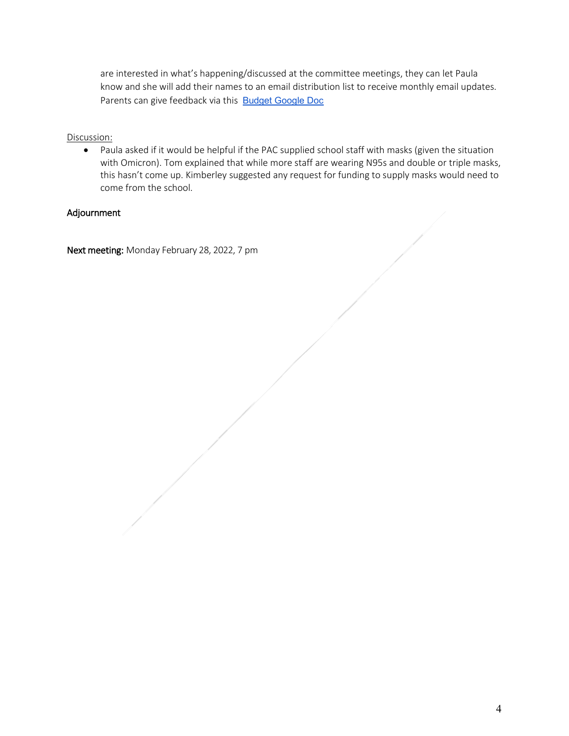are interested in what's happening/discussed at the committee meetings, they can let Paula know and she will add their names to an email distribution list to receive monthly email updates. Parents can give feedback via this Budget Google Doc

Discussion:

- Paula asked if it would be helpful if the PAC supplied school staff with masks (given the situation with Omicron). Tom explained that while more staff are wearing N95s and double or triple masks, this hasn't come up. Kimberley suggested any request for funding to supply masks would need to come from the school.

**Adjournment**

**Next meeting:** Monday February 28, 2022, 7 pm